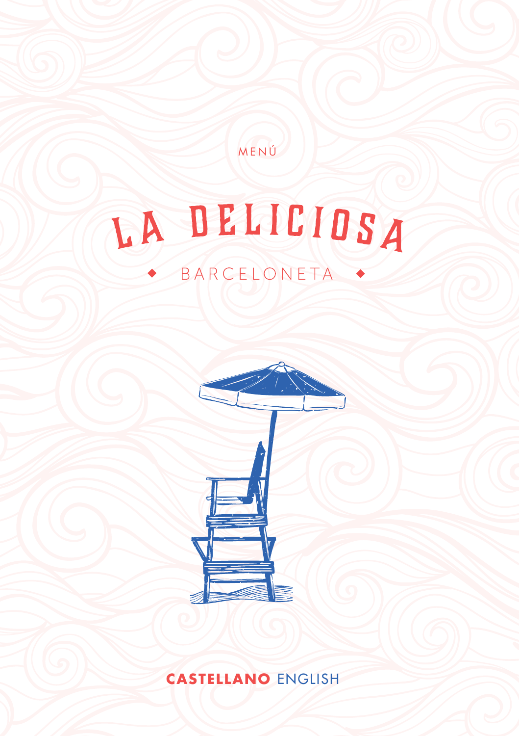MENÚ

# LA DELICIOSA

◆ BARCELONETA ◆

**CASTELLANO** ENGLISH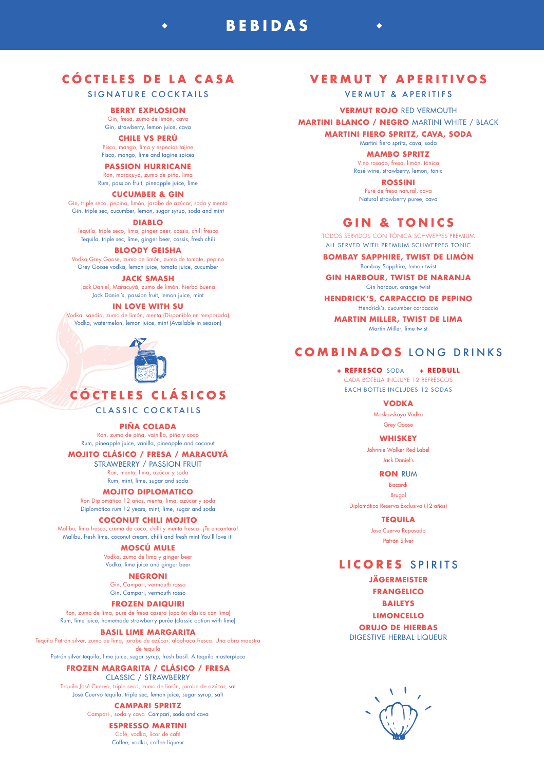# BEBIDAS

## CÓCTELES DE LA CASA

SIGNATURE COCKTAILS

### BERRY EXPLOSION
Gin, fresa, zumo de limón, cava
Gin, strawberry, lemon juice, cava

### CHILE VS PERÚ
Pisco, mango, lima y especias tajine
Pisco, mango, lime and tagine spices

### PASSION HURRICANE
Ron, maracuyá, zumo de piña, lima
Rum, passion fruit, pineapple juice, lime

### CUCUMBER & GIN
Gin, triple seco, pepino, limón, jarabe de azúcar, soda y menta
Gin, triple sec, cucumber, lemon, sugar syrup, soda and mint

### DIABLO
Tequila, triple seco, lima, ginger beer, cassis, chili fresco
Tequila, triple sec, lime, ginger beer, cassis, fresh chili

### BLOODY GEISHA
Vodka Grey Goose, zumo de limón, zumo de tomate, pepino
Grey Goose vodka, lemon juice, tomato juice, cucumber

### JACK SMASH
Jack Daniel, Maracuyá, zumo de limón, hierba buena
Jack Daniel's, passion fruit, lemon juice, mint

### IN LOVE WITH SU
Vodka, sandía, zumo de limón, menta (Disponible en temporada)
Vodka, watermelon, lemon juice, mint (Available in season)

## CÓCTELES CLÁSICOS

CLASSIC COCKTAILS

### PIÑA COLADA
Ron, zumo de piña, vainilla, piña y coco
Rum, pineapple juice, vanilla, pineapple and coconut

### MOJITO CLÁSICO / FRESA / MARACUYÁ
STRAWBERRY / PASSION FRUIT
Ron, menta, lima, azúcar y soda
Rum, mint, lime, sugar and soda

### MOJITO DIPLOMATICO
Ron Diplomático 12 años, menta, lima, azúcar y soda
Diplomático rum 12 years, mint, lime, sugar and soda

### COCONUT CHILI MOJITO
Malibu, lima fresca, crema de coco, chilli y menta fresca. ¡Te encantará!
Malibu, fresh lime, coconut cream, chilli and fresh mint You'll love it!

### MOSCÚ MULE
Vodka, zumo de lima y ginger beer
Vodka, lime juice and ginger beer

### NEGRONI
Gin, Campari, vermouth rosso
Gin, Campari, vermouth rosso

### FROZEN DAIQUIRI
Ron, zumo de lima, puré de fresa casera (opción clásico con lima)
Rum, lime juice, homemade strawberry purée (classic option with lime)

### BASIL LIME MARGARITA
Tequila Patrón silver, zumo de lima, jarabe de azúcar, albahaca fresca. Una obra maestra de tequila
Patrón silver tequila, lime juice, sugar syrup, fresh basil. A tequila masterpiece

### FROZEN MARGARITA / CLÁSICO / FRESA
CLASSIC / STRAWBERRY
Tequila José Cuervo, triple seco, zumo de limón, jarabe de azúcar, sal
José Cuervo tequila, triple sec, lemon juice, sugar syrup, salt

### CAMPARI SPRITZ
Campari , soda y cava Campari, soda and cava

### ESPRESSO MARTINI
Café, vodka, licor de café
Coffee, vodka, coffee liqueur

## VERMUT Y APERITIVOS

VERMUT & APERITIFS

**VERMUT ROJO** RED VERMOUTH

**MARTINI BLANCO / NEGRO** MARTINI WHITE / BLACK

### MARTINI FIERO SPRITZ, CAVA, SODA
Martini fiero spritz, cava, soda

### MAMBO SPRITZ
Vino rosado, fresa, limón, tónica
Rosé wine, strawberry, lemon, tonic

### ROSSINI
Puré de fresa natural, cava
Natural strawberry puree, cava

## GIN & TONICS

TODOS SERVIDOS CON TÓNICA SCHWEPPES PREMIUM
ALL SERVED WITH PREMIUM SCHWEPPES TONIC

### BOMBAY SAPPHIRE, TWIST DE LIMÓN
Bombay Sapphire, lemon twist

### GIN HARBOUR, TWIST DE NARANJA
Gin harbour, orange twist

### HENDRICK'S, CARPACCIO DE PEPINO
Hendrick's, cucumber carpaccio

### MARTIN MILLER, TWIST DE LIMA
Martin Miller, lime twist

## COMBINADOS LONG DRINKS

**+ REFRESCO** SODA **+ REDBULL**

CADA BOTELLA INCLUYE 12 REFRESCOS
EACH BOTTLE INCLUDES 12 SODAS

### VODKA
Moskovskaya Vodka
Grey Goose

### WHISKEY
Johnnie Walker Red Label
Jack Daniel's

### RON RUM
Bacardi
Brugal
Diplomático Reserva Exclusiva (12 años)

### TEQUILA
Jose Cuervo Reposado
Patrón Silver

## LICORES SPIRITS

**JÄGERMEISTER**

**FRANGELICO**

**BAILEYS**

**LIMONCELLO**

**ORUJO DE HIERBAS**
DIGESTIVE HERBAL LIQUEUR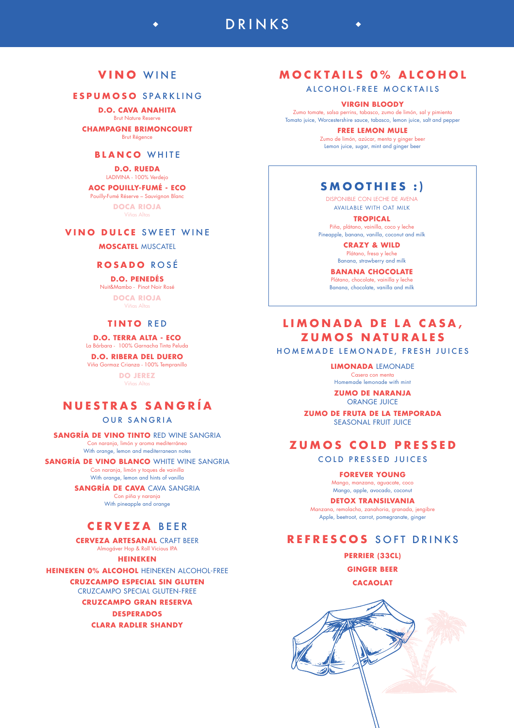# DRINKS

## VINO WINE

### ESPUMOSO SPARKLING

**D.O. CAVA ANAHITA**
Brut Nature Reserve

**CHAMPAGNE BRIMONCOURT**
Brut Régence

### BLANCO WHITE

**D.O. RUEDA**
LADIVINA - 100% Verdejo

**AOC POUILLY-FUMÉ - ECO**
Pouilly-Fumé Réserve – Sauvignon Blanc

**DOCA RIOJA**
Viñas Altas

### VINO DULCE SWEET WINE

**MOSCATEL** MUSCATEL

### ROSADO ROSÉ

**D.O. PENEDÉS**
Nuit&Mambo - Pinot Noir Rosé

**DOCA RIOJA**
Viñas Altas

### TINTO RED

**D.O. TERRA ALTA - ECO**
La Bárbara - 100% Garnacha Tinta Peluda

**D.O. RIBERA DEL DUERO**
Viña Gormaz Crianza - 100% Tempranillo

**DO JEREZ**
Viñas Altas

## NUESTRAS SANGRÍA

### OUR SANGRIA

**SANGRÍA DE VINO TINTO** RED WINE SANGRIA
Con naranja, limón y aroma mediterráneo
With orange, lemon and mediterranean notes

**SANGRÍA DE VINO BLANCO** WHITE WINE SANGRIA
Con naranja, limón y toques de vainilla
With orange, lemon and hints of vanilla

**SANGRÍA DE CAVA** CAVA SANGRIA
Con piña y naranja
With pineapple and orange

## CERVEZA BEER

**CERVEZA ARTESANAL** CRAFT BEER
Almogáver Hop & Roll Vicious IPA

**HEINEKEN**

**HEINEKEN 0% ALCOHOL** HEINEKEN ALCOHOL-FREE

**CRUZCAMPO ESPECIAL SIN GLUTEN**
CRUZCAMPO SPECIAL GLUTEN-FREE

**CRUZCAMPO GRAN RESERVA**

**DESPERADOS**

**CLARA RADLER SHANDY**

## MOCKTAILS 0% ALCOHOL

### ALCOHOL-FREE MOCKTAILS

**VIRGIN BLOODY**
Zumo tomate, salsa perrins, tabasco, zumo de limón, sal y pimienta
Tomato juice, Worcestershire sauce, tabasco, lemon juice, salt and pepper

**FREE LEMON MULE**
Zumo de limón, azúcar, menta y ginger beer
Lemon juice, sugar, mint and ginger beer

## SMOOTHIES :)

DISPONIBLE CON LECHE DE AVENA
AVAILABLE WITH OAT MILK

**TROPICAL**
Piña, plátano, vainilla, coco y leche
Pineapple, banana, vanilla, coconut and milk

**CRAZY & WILD**
Plátano, fresa y leche
Banana, strawberry and milk

**BANANA CHOCOLATE**
Plátano, chocolate, vainilla y leche
Banana, chocolate, vanilla and milk

## LIMONADA DE LA CASA, ZUMOS NATURALES

### HOMEMADE LEMONADE, FRESH JUICES

**LIMONADA** LEMONADE
Casera con menta
Homemade lemonade with mint

**ZUMO DE NARANJA**
ORANGE JUICE

**ZUMO DE FRUTA DE LA TEMPORADA**
SEASONAL FRUIT JUICE

## ZUMOS COLD PRESSED

### COLD PRESSED JUICES

**FOREVER YOUNG**
Mango, manzana, aguacate, coco
Mango, apple, avocado, coconut

**DETOX TRANSILVANIA**
Manzana, remolacha, zanahoria, granada, jengibre
Apple, beetroot, carrot, pomegranate, ginger

## REFRESCOS SOFT DRINKS

**PERRIER (33CL)**

**GINGER BEER**

**CACAOLAT**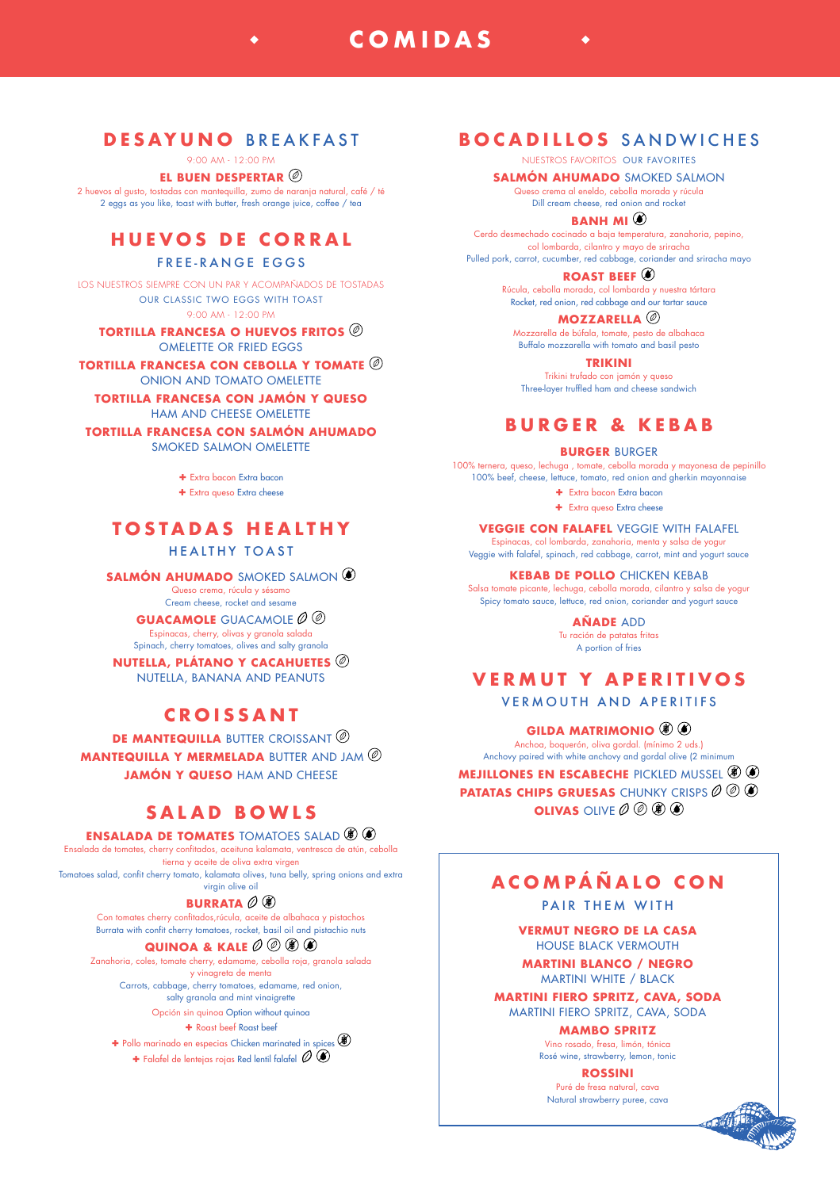# COMIDAS

## DESAYUNO BREAKFAST

9:00 AM - 12:00 PM

**EL BUEN DESPERTAR**

2 huevos al gusto, tostadas con mantequilla, zumo de naranja natural, café / té
2 eggs as you like, toast with butter, fresh orange juice, coffee / tea

## HUEVOS DE CORRAL

### FREE-RANGE EGGS

LOS NUESTROS SIEMPRE CON UN PAR Y ACOMPAÑADOS DE TOSTADAS
OUR CLASSIC TWO EGGS WITH TOAST

9:00 AM - 12:00 PM

**TORTILLA FRANCESA O HUEVOS FRITOS**
OMELETTE OR FRIED EGGS

**TORTILLA FRANCESA CON CEBOLLA Y TOMATE**
ONION AND TOMATO OMELETTE

**TORTILLA FRANCESA CON JAMÓN Y QUESO**
HAM AND CHEESE OMELETTE

**TORTILLA FRANCESA CON SALMÓN AHUMADO**
SMOKED SALMON OMELETTE

+ Extra bacon Extra bacon
+ Extra queso Extra cheese

## TOSTADAS HEALTHY

### HEALTHY TOAST

**SALMÓN AHUMADO** SMOKED SALMON
Queso crema, rúcula y sésamo
Cream cheese, rocket and sesame

**GUACAMOLE** GUACAMOLE
Espinacas, cherry, olivas y granola salada
Spinach, cherry tomatoes, olives and salty granola

**NUTELLA, PLÁTANO Y CACAHUETES**
NUTELLA, BANANA AND PEANUTS

## CROISSANT

**DE MANTEQUILLA** BUTTER CROISSANT

**MANTEQUILLA Y MERMELADA** BUTTER AND JAM

**JAMÓN Y QUESO** HAM AND CHEESE

## SALAD BOWLS

**ENSALADA DE TOMATES** TOMATOES SALAD
Ensalada de tomates, cherry confitados, aceituna kalamata, ventresca de atún, cebolla tierna y aceite de oliva extra virgen
Tomatoes salad, confit cherry tomato, kalamata olives, tuna belly, spring onions and extra virgin olive oil

**BURRATA**
Con tomates cherry confitados,rúcula, aceite de albahaca y pistachos
Burrata with confit cherry tomatoes, rocket, basil oil and pistachio nuts

**QUINOA & KALE**
Zanahoria, coles, tomate cherry, edamame, cebolla roja, granola salada y vinagreta de menta
Carrots, cabbage, cherry tomatoes, edamame, red onion, salty granola and mint vinaigrette

Opción sin quinoa Option without quinoa

+ Roast beef Roast beef
+ Pollo marinado en especias Chicken marinated in spices
+ Falafel de lentejas rojas Red lentil falafel

## BOCADILLOS SANDWICHES

NUESTROS FAVORITOS OUR FAVORITES

**SALMÓN AHUMADO** SMOKED SALMON
Queso crema al eneldo, cebolla morada y rúcula
Dill cream cheese, red onion and rocket

**BANH MI**
Cerdo desmechado cocinado a baja temperatura, zanahoria, pepino, col lombarda, cilantro y mayo de sriracha
Pulled pork, carrot, cucumber, red cabbage, coriander and sriracha mayo

**ROAST BEEF**
Rúcula, cebolla morada, col lombarda y nuestra tártara
Rocket, red onion, red cabbage and our tartar sauce

**MOZZARELLA**
Mozzarella de búfala, tomate, pesto de albahaca
Buffalo mozzarella with tomato and basil pesto

**TRIKINI**
Trikini trufado con jamón y queso
Three-layer truffled ham and cheese sandwich

## BURGER & KEBAB

**BURGER** BURGER
100% ternera, queso, lechuga , tomate, cebolla morada y mayonesa de pepinillo
100% beef, cheese, lettuce, tomato, red onion and gherkin mayonnaise

+ Extra bacon Extra bacon
+ Extra queso Extra cheese

**VEGGIE CON FALAFEL** VEGGIE WITH FALAFEL
Espinacas, col lombarda, zanahoria, menta y salsa de yogur
Veggie with falafel, spinach, red cabbage, carrot, mint and yogurt sauce

**KEBAB DE POLLO** CHICKEN KEBAB
Salsa tomate picante, lechuga, cebolla morada, cilantro y salsa de yogur
Spicy tomato sauce, lettuce, red onion, coriander and yogurt sauce

**AÑADE** ADD
Tu ración de patatas fritas
A portion of fries

## VERMUT Y APERITIVOS

### VERMOUTH AND APERITIFS

**GILDA MATRIMONIO**
Anchoa, boquerón, oliva gordal. (mínimo 2 uds.)
Anchovy paired with white anchovy and gordal olive (2 minimum

**MEJILLONES EN ESCABECHE** PICKLED MUSSEL

**PATATAS CHIPS GRUESAS** CHUNKY CRISPS

**OLIVAS** OLIVE

## ACOMPÁÑALO CON

### PAIR THEM WITH

**VERMUT NEGRO DE LA CASA**
HOUSE BLACK VERMOUTH

**MARTINI BLANCO / NEGRO**
MARTINI WHITE / BLACK

**MARTINI FIERO SPRITZ, CAVA, SODA**
MARTINI FIERO SPRITZ, CAVA, SODA

**MAMBO SPRITZ**
Vino rosado, fresa, limón, tónica
Rosé wine, strawberry, lemon, tonic

**ROSSINI**
Puré de fresa natural, cava
Natural strawberry puree, cava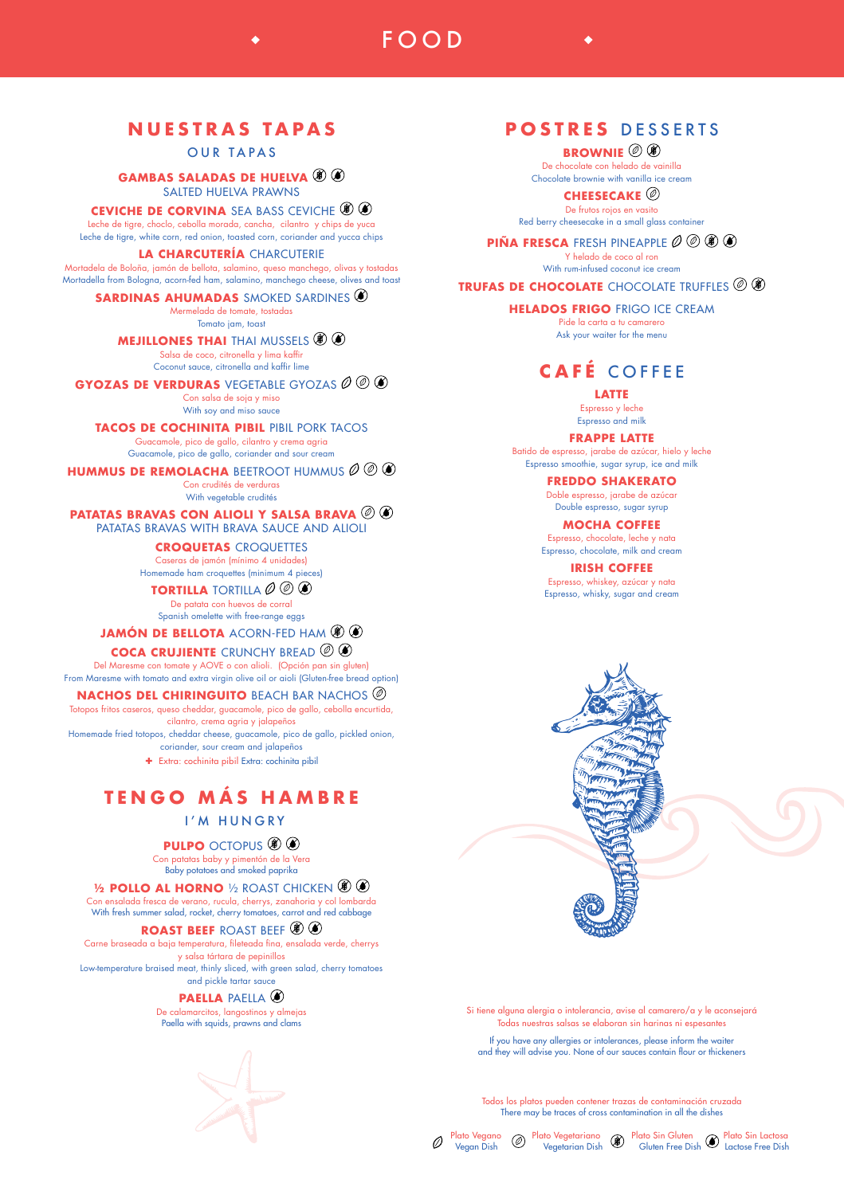# FOOD

## NUESTRAS TAPAS
### OUR TAPAS

**GAMBAS SALADAS DE HUELVA**
SALTED HUELVA PRAWNS

**CEVICHE DE CORVINA** SEA BASS CEVICHE
Leche de tigre, choclo, cebolla morada, cancha, cilantro y chips de yuca
Leche de tigre, white corn, red onion, toasted corn, coriander and yucca chips

**LA CHARCUTERÍA** CHARCUTERIE
Mortadela de Boloña, jamón de bellota, salamino, queso manchego, olivas y tostadas
Mortadella from Bologna, acorn-fed ham, salamino, manchego cheese, olives and toast

**SARDINAS AHUMADAS** SMOKED SARDINES
Mermelada de tomate, tostadas
Tomato jam, toast

**MEJILLONES THAI** THAI MUSSELS
Salsa de coco, citronella y lima kaffir
Coconut sauce, citronella and kaffir lime

**GYOZAS DE VERDURAS** VEGETABLE GYOZAS
Con salsa de soja y miso
With soy and miso sauce

**TACOS DE COCHINITA PIBIL** PIBIL PORK TACOS
Guacamole, pico de gallo, cilantro y crema agria
Guacamole, pico de gallo, coriander and sour cream

**HUMMUS DE REMOLACHA** BEETROOT HUMMUS
Con crudités de verduras
With vegetable crudités

**PATATAS BRAVAS CON ALIOLI Y SALSA BRAVA**
PATATAS BRAVAS WITH BRAVA SAUCE AND ALIOLI

**CROQUETAS** CROQUETTES
Caseras de jamón (mínimo 4 unidades)
Homemade ham croquettes (minimum 4 pieces)

**TORTILLA** TORTILLA
De patata con huevos de corral
Spanish omelette with free-range eggs

**JAMÓN DE BELLOTA** ACORN-FED HAM

**COCA CRUJIENTE** CRUNCHY BREAD
Del Maresme con tomate y AOVE o con alioli. (Opción pan sin gluten)
From Maresme with tomato and extra virgin olive oil or aioli (Gluten-free bread option)

**NACHOS DEL CHIRINGUITO** BEACH BAR NACHOS
Totopos fritos caseros, queso cheddar, guacamole, pico de gallo, cebolla encurtida, cilantro, crema agria y jalapeños
Homemade fried totopos, cheddar cheese, guacamole, pico de gallo, pickled onion, coriander, sour cream and jalapeños
+ Extra: cochinita pibil Extra: cochinita pibil

## TENGO MÁS HAMBRE
### I'M HUNGRY

**PULPO** OCTOPUS
Con patatas baby y pimentón de la Vera
Baby potatoes and smoked paprika

**½ POLLO AL HORNO** ½ ROAST CHICKEN
Con ensalada fresca de verano, rucula, cherrys, zanahoria y col lombarda
With fresh summer salad, rocket, cherry tomatoes, carrot and red cabbage

**ROAST BEEF** ROAST BEEF
Carne braseada a baja temperatura, fileteada fina, ensalada verde, cherrys y salsa tártara de pepinillos
Low-temperature braised meat, thinly sliced, with green salad, cherry tomatoes and pickle tartar sauce

**PAELLA** PAELLA
De calamarcitos, langostinos y almejas
Paella with squids, prawns and clams

## POSTRES DESSERTS

**BROWNIE**
De chocolate con helado de vainilla
Chocolate brownie with vanilla ice cream

**CHEESECAKE**
De frutos rojos en vasito
Red berry cheesecake in a small glass container

**PIÑA FRESCA** FRESH PINEAPPLE
Y helado de coco al ron
With rum-infused coconut ice cream

**TRUFAS DE CHOCOLATE** CHOCOLATE TRUFFLES

**HELADOS FRIGO** FRIGO ICE CREAM
Pide la carta a tu camarero
Ask your waiter for the menu

## CAFÉ COFFEE

**LATTE**
Espresso y leche
Espresso and milk

**FRAPPE LATTE**
Batido de espresso, jarabe de azúcar, hielo y leche
Espresso smoothie, sugar syrup, ice and milk

**FREDDO SHAKERATO**
Doble espresso, jarabe de azúcar
Double espresso, sugar syrup

**MOCHA COFFEE**
Espresso, chocolate, leche y nata
Espresso, chocolate, milk and cream

**IRISH COFFEE**
Espresso, whiskey, azúcar y nata
Espresso, whisky, sugar and cream

Si tiene alguna alergia o intolerancia, avise al camarero/a y le aconsejará
Todas nuestras salsas se elaboran sin harinas ni espesantes

If you have any allergies or intolerances, please inform the waiter and they will advise you. None of our sauces contain flour or thickeners

Todos los platos pueden contener trazas de contaminación cruzada
There may be traces of cross contamination in all the dishes

Plato Vegano / Vegan Dish — Plato Vegetariano / Vegetarian Dish — Plato Sin Gluten / Gluten Free Dish — Plato Sin Lactosa / Lactose Free Dish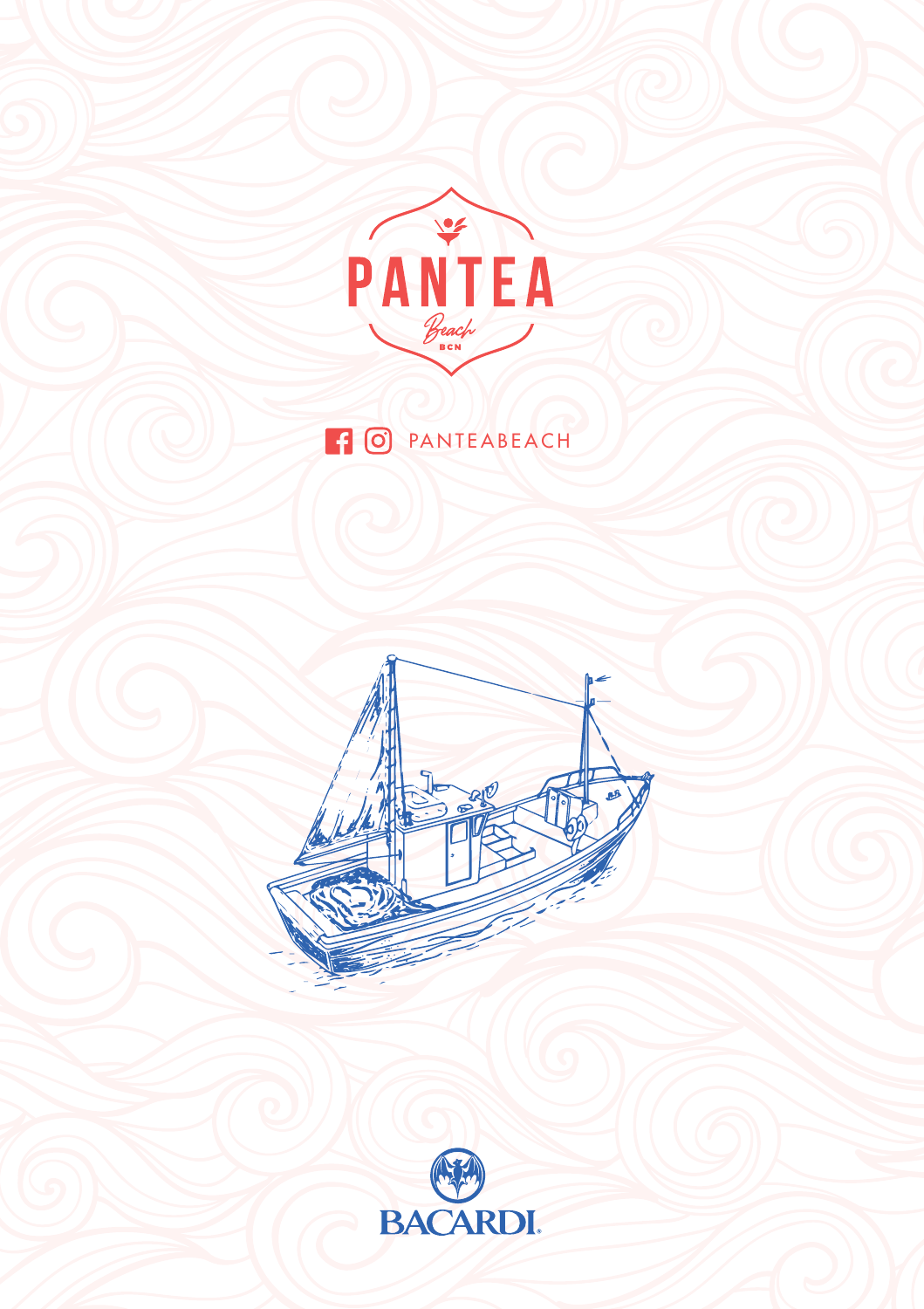PANTEA

Beach

BCN

PANTEABEACH

BACARDI.